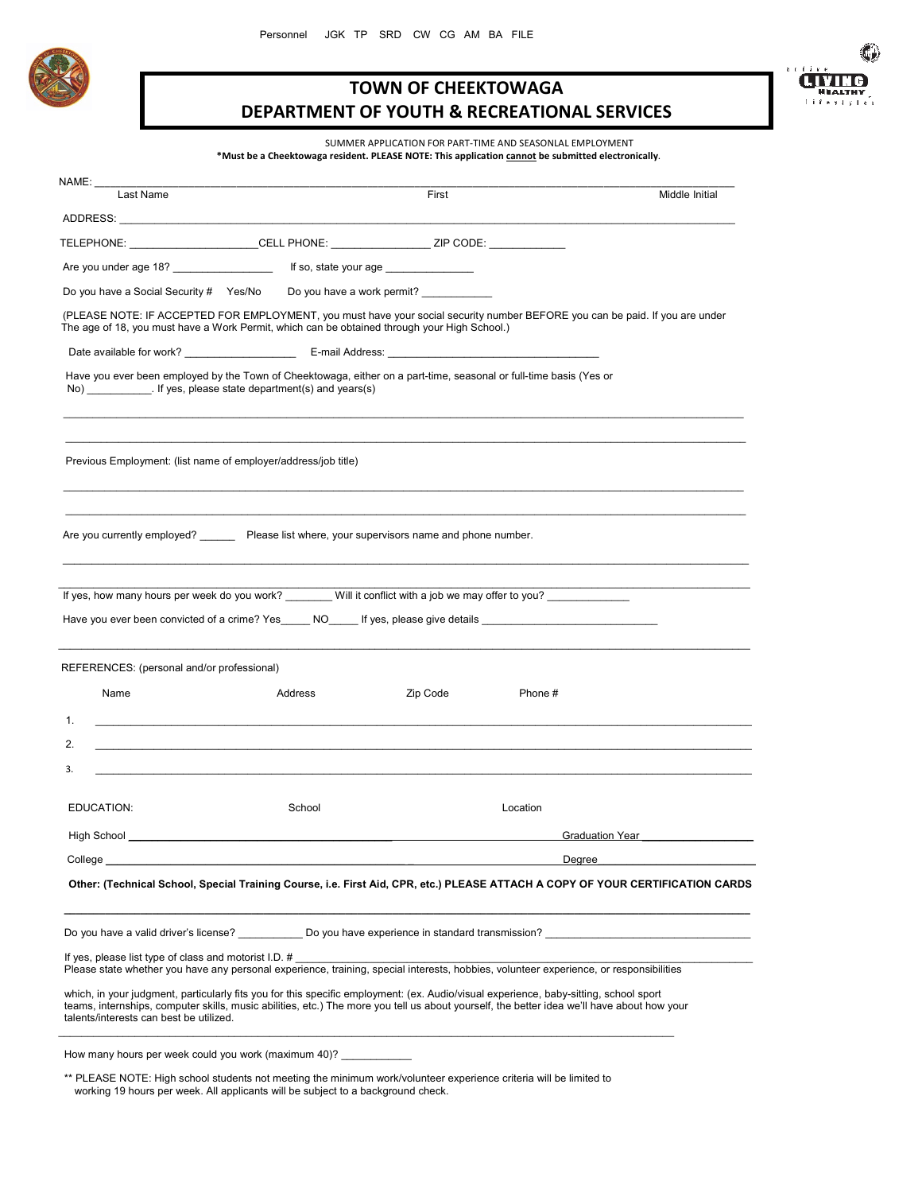Personnel JGK TP SRD CW CG AM BA FILE

# TOWN OF CHEEKTOWAGA
# DEPARTMENT OF YOUTH & RECREATIONAL SERVICES

SUMMER APPLICATION FOR PART-TIME AND SEASONLAL EMPLOYMENT

**\*Must be a Cheektowaga resident. PLEASE NOTE: This application cannot be submitted electronically.**

NAME: ____________________________________________________________________________

Last Name First Middle Initial

ADDRESS: _________________________________________________________________________

TELEPHONE: _____________________CELL PHONE: ________________ ZIP CODE: ____________

Are you under age 18? ________________ If so, state your age ______________

Do you have a Social Security # Yes/No Do you have a work permit? ____________

(PLEASE NOTE: IF ACCEPTED FOR EMPLOYMENT, you must have your social security number BEFORE you can be paid. If you are under The age of 18, you must have a Work Permit, which can be obtained through your High School.)

Date available for work? __________________ E-mail Address: ___________________________________

Have you ever been employed by the Town of Cheektowaga, either on a part-time, seasonal or full-time basis (Yes or No) __________. If yes, please state department(s) and years(s)

_____________________________________________________________________________________

_____________________________________________________________________________________

Previous Employment: (list name of employer/address/job title)

_____________________________________________________________________________________

_____________________________________________________________________________________

Are you currently employed? ______ Please list where, your supervisors name and phone number.

_____________________________________________________________________________________

_____________________________________________________________________________________

If yes, how many hours per week do you work? ________ Will it conflict with a job we may offer to you? _____________

Have you ever been convicted of a crime? Yes_____ NO_____ If yes, please give details ______________________________

_____________________________________________________________________________________

REFERENCES: (personal and/or professional)

| | Name | Address | Zip Code | Phone # |
|---|---|---|---|---|
| 1. | | | | |
| 2. | | | | |
| 3. | | | | |

| EDUCATION: | School | Location | |
|---|---|---|---|
| High School | | | Graduation Year |
| College | | | Degree |

**Other: (Technical School, Special Training Course, i.e. First Aid, CPR, etc.) PLEASE ATTACH A COPY OF YOUR CERTIFICATION CARDS**

_____________________________________________________________________________________

Do you have a valid driver's license? __________ Do you have experience in standard transmission? ___________________________

If yes, please list type of class and motorist I.D. # ___________________________________________________________

Please state whether you have any personal experience, training, special interests, hobbies, volunteer experience, or responsibilities

which, in your judgment, particularly fits you for this specific employment: (ex. Audio/visual experience, baby-sitting, school sport teams, internships, computer skills, music abilities, etc.) The more you tell us about yourself, the better idea we'll have about how your talents/interests can best be utilized.

_____________________________________________________________________________________

How many hours per week could you work (maximum 40)? ____________

\*\* PLEASE NOTE: High school students not meeting the minimum work/volunteer experience criteria will be limited to working 19 hours per week. All applicants will be subject to a background check.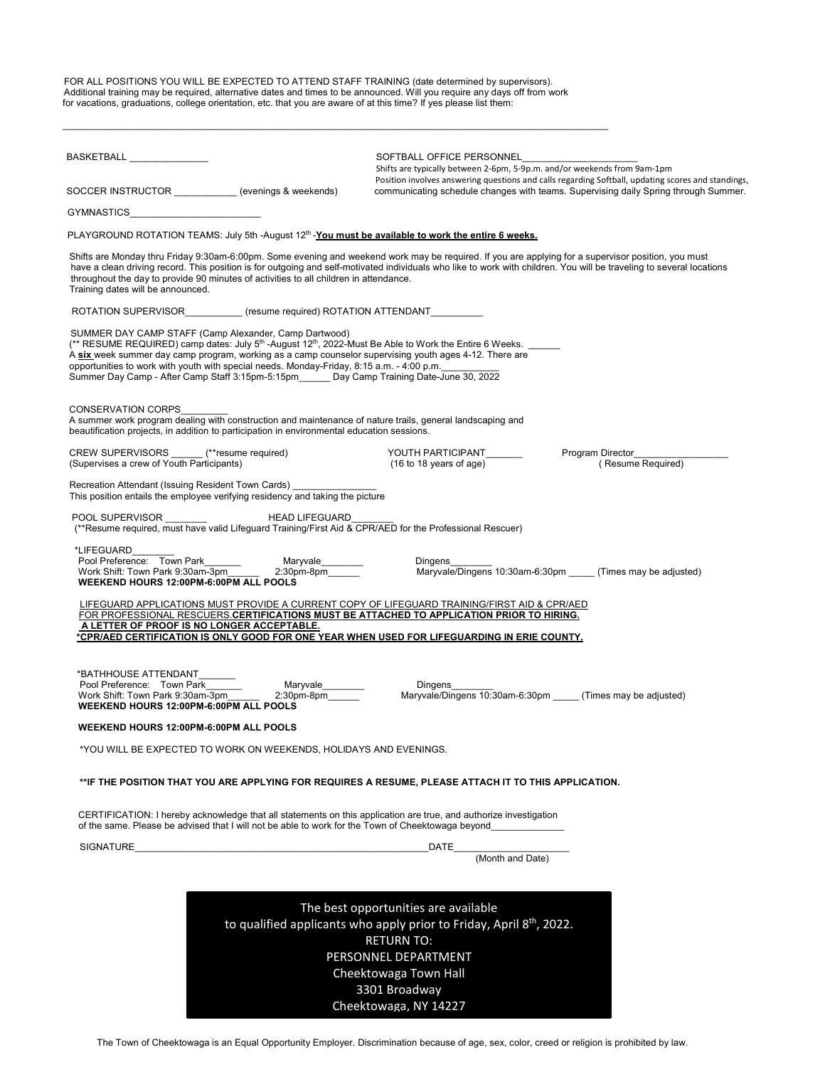FOR ALL POSITIONS YOU WILL BE EXPECTED TO ATTEND STAFF TRAINING (date determined by supervisors). Additional training may be required, alternative dates and times to be announced. Will you require any days off from work for vacations, graduations, college orientation, etc. that you are aware of at this time? If yes please list them:

_______________________________________________________________________________________________

BASKETBALL _______________

SOFTBALL OFFICE PERSONNEL______________________
Shifts are typically between 2-6pm, 5-9p.m. and/or weekends from 9am-1pm
Position involves answering questions and calls regarding Softball, updating scores and standings, communicating schedule changes with teams. Supervising daily Spring through Summer.

SOCCER INSTRUCTOR ____________ (evenings & weekends)

GYMNASTICS_________________________

PLAYGROUND ROTATION TEAMS: July 5th -August 12th -**<u>You must be available to work the entire 6 weeks.</u>**

Shifts are Monday thru Friday 9:30am-6:00pm. Some evening and weekend work may be required. If you are applying for a supervisor position, you must have a clean driving record. This position is for outgoing and self-motivated individuals who like to work with children. You will be traveling to several locations throughout the day to provide 90 minutes of activities to all children in attendance.
Training dates will be announced.

ROTATION SUPERVISOR___________ (resume required) ROTATION ATTENDANT__________

SUMMER DAY CAMP STAFF (Camp Alexander, Camp Dartwood)
(** RESUME REQUIRED) camp dates: July 5th -August 12th, 2022-Must Be Able to Work the Entire 6 Weeks. ______
A **<u>six</u>** week summer day camp program, working as a camp counselor supervising youth ages 4-12. There are opportunities to work with youth with special needs. Monday-Friday, 8:15 a.m. - 4:00 p.m.___________
Summer Day Camp - After Camp Staff 3:15pm-5:15pm______ Day Camp Training Date-June 30, 2022

CONSERVATION CORPS_________
A summer work program dealing with construction and maintenance of nature trails, general landscaping and beautification projects, in addition to participation in environmental education sessions.

CREW SUPERVISORS ______ (**resume required)
(Supervises a crew of Youth Participants)

YOUTH PARTICIPANT_______
(16 to 18 years of age)

Program Director__________________
(Resume Required)

Recreation Attendant (Issuing Resident Town Cards) ________________
This position entails the employee verifying residency and taking the picture

POOL SUPERVISOR ________ HEAD LIFEGUARD________
(**Resume required, must have valid Lifeguard Training/First Aid & CPR/AED for the Professional Rescuer)

*LIFEGUARD________
Pool Preference: Town Park_______ Maryvale________ Dingens________
Work Shift: Town Park 9:30am-3pm______ 2:30pm-8pm______ Maryvale/Dingens 10:30am-6:30pm _____ (Times may be adjusted)
**WEEKEND HOURS 12:00PM-6:00PM ALL POOLS**

<u>LIFEGUARD APPLICATIONS MUST PROVIDE A CURRENT COPY OF LIFEGUARD TRAINING/FIRST AID & CPR/AED FOR PROFESSIONAL RESCUERS.</u>**<u>CERTIFICATIONS MUST BE ATTACHED TO APPLICATION PRIOR TO HIRING.</u>**
**<u>A LETTER OF PROOF IS NO LONGER ACCEPTABLE.</u>**
**<u>*CPR/AED CERTIFICATION IS ONLY GOOD FOR ONE YEAR WHEN USED FOR LIFEGUARDING IN ERIE COUNTY.</u>**

*BATHHOUSE ATTENDANT_______
Pool Preference: Town Park_______ Maryvale________ Dingens________
Work Shift: Town Park 9:30am-3pm______ 2:30pm-8pm______ Maryvale/Dingens 10:30am-6:30pm _____ (Times may be adjusted)
**WEEKEND HOURS 12:00PM-6:00PM ALL POOLS**

**WEEKEND HOURS 12:00PM-6:00PM ALL POOLS**

*YOU WILL BE EXPECTED TO WORK ON WEEKENDS, HOLIDAYS AND EVENINGS.

****IF THE POSITION THAT YOU ARE APPLYING FOR REQUIRES A RESUME, PLEASE ATTACH IT TO THIS APPLICATION.**

CERTIFICATION: I hereby acknowledge that all statements on this application are true, and authorize investigation of the same. Please be advised that I will not be able to work for the Town of Cheektowaga beyond______________

SIGNATURE__________________________________________________________DATE______________________
(Month and Date)

The best opportunities are available
to qualified applicants who apply prior to Friday, April 8th, 2022.
RETURN TO:
PERSONNEL DEPARTMENT
Cheektowaga Town Hall
3301 Broadway
Cheektowaga, NY 14227

The Town of Cheektowaga is an Equal Opportunity Employer. Discrimination because of age, sex, color, creed or religion is prohibited by law.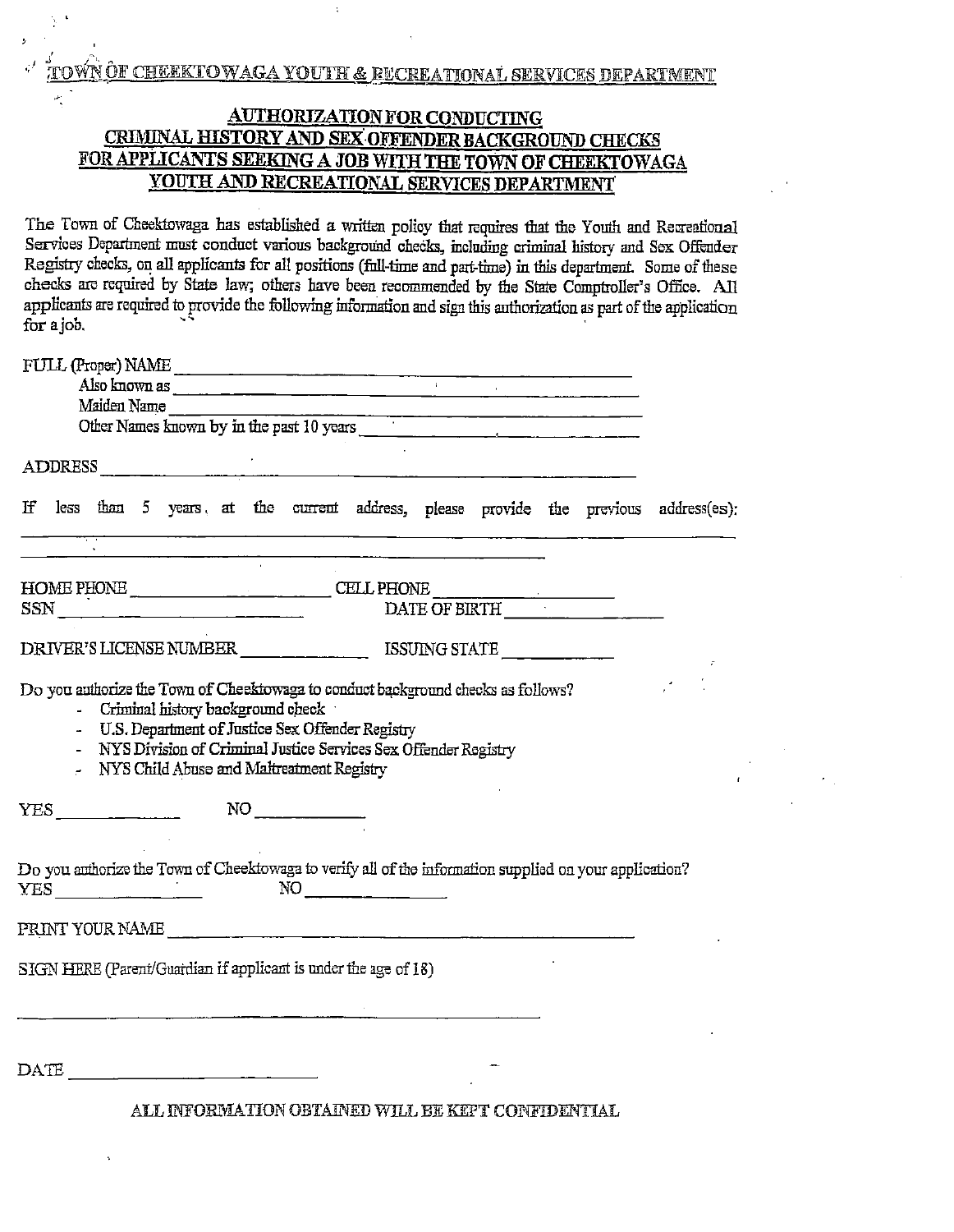TOWN OF CHEEKTOWAGA YOUTH & RECREATIONAL SERVICES DEPARTMENT

## AUTHORIZATION FOR CONDUCTING CRIMINAL HISTORY AND SEX OFFENDER BACKGROUND CHECKS FOR APPLICANTS SEEKING A JOB WITH THE TOWN OF CHEEKTOWAGA YOUTH AND RECREATIONAL SERVICES DEPARTMENT

The Town of Cheektowaga has established a written policy that requires that the Youth and Recreational Services Department must conduct various background checks, including criminal history and Sex Offender Registry checks, on all applicants for all positions (full-time and part-time) in this department. Some of these checks are required by State law; others have been recommended by the State Comptroller's Office. All applicants are required to provide the following information and sign this authorization as part of the application for a job.

FULL (Proper) NAME \_\_\_\_\_\_\_\_\_\_\_\_\_\_\_\_\_\_\_\_\_\_\_\_\_\_\_\_\_\_\_\_\_\_\_\_\_\_\_\_

Also known as \_\_\_\_\_\_\_\_\_\_\_\_\_\_\_\_\_\_\_\_\_\_\_\_\_\_\_\_\_\_\_\_\_\_\_\_\_\_\_\_

Maiden Name \_\_\_\_\_\_\_\_\_\_\_\_\_\_\_\_\_\_\_\_\_\_\_\_\_\_\_\_\_\_\_\_\_\_\_\_\_\_\_\_

Other Names known by in the past 10 years \_\_\_\_\_\_\_\_\_\_\_\_\_\_\_\_\_\_\_\_\_\_\_\_

ADDRESS \_\_\_\_\_\_\_\_\_\_\_\_\_\_\_\_\_\_\_\_\_\_\_\_\_\_\_\_\_\_\_\_\_\_\_\_\_\_\_\_\_\_\_\_\_\_\_\_

If less than 5 years at the current address, please provide the previous address(es):

\_\_\_\_\_\_\_\_\_\_\_\_\_\_\_\_\_\_\_\_\_\_\_\_\_\_\_\_\_\_\_\_\_\_\_\_\_\_\_\_\_\_\_\_\_\_\_\_\_\_\_\_\_\_\_\_\_\_\_\_

\_\_\_\_\_\_\_\_\_\_\_\_\_\_\_\_\_\_\_\_\_\_\_\_\_\_\_\_\_\_\_\_\_\_\_\_\_\_\_\_\_\_\_\_\_\_\_\_

HOME PHONE \_\_\_\_\_\_\_\_\_\_\_\_\_\_\_\_\_\_\_\_ CELL PHONE \_\_\_\_\_\_\_\_\_\_\_\_\_\_\_\_\_\_

SSN \_\_\_\_\_\_\_\_\_\_\_\_\_\_\_\_\_\_\_\_\_\_\_\_ DATE OF BIRTH \_\_\_\_\_\_\_\_\_\_\_\_\_\_\_\_

DRIVER'S LICENSE NUMBER \_\_\_\_\_\_\_\_\_\_\_\_\_\_ ISSUING STATE \_\_\_\_\_\_\_\_\_\_\_\_

Do you authorize the Town of Cheektowaga to conduct background checks as follows?

- Criminal history background check
- U.S. Department of Justice Sex Offender Registry
- NYS Division of Criminal Justice Services Sex Offender Registry
- NYS Child Abuse and Maltreatment Registry

YES \_\_\_\_\_\_\_\_\_\_\_\_ NO \_\_\_\_\_\_\_\_\_\_\_\_

Do you authorize the Town of Cheektowaga to verify all of the information supplied on your application?

YES \_\_\_\_\_\_\_\_\_\_\_\_ NO \_\_\_\_\_\_\_\_\_\_\_\_

PRINT YOUR NAME \_\_\_\_\_\_\_\_\_\_\_\_\_\_\_\_\_\_\_\_\_\_\_\_\_\_\_\_\_\_\_\_\_\_\_\_\_\_\_\_\_\_\_\_

SIGN HERE (Parent/Guardian if applicant is under the age of 18)

\_\_\_\_\_\_\_\_\_\_\_\_\_\_\_\_\_\_\_\_\_\_\_\_\_\_\_\_\_\_\_\_\_\_\_\_\_\_\_\_\_\_\_\_\_\_\_\_

DATE \_\_\_\_\_\_\_\_\_\_\_\_\_\_\_\_\_\_\_\_\_\_

ALL INFORMATION OBTAINED WILL BE KEPT CONFIDENTIAL